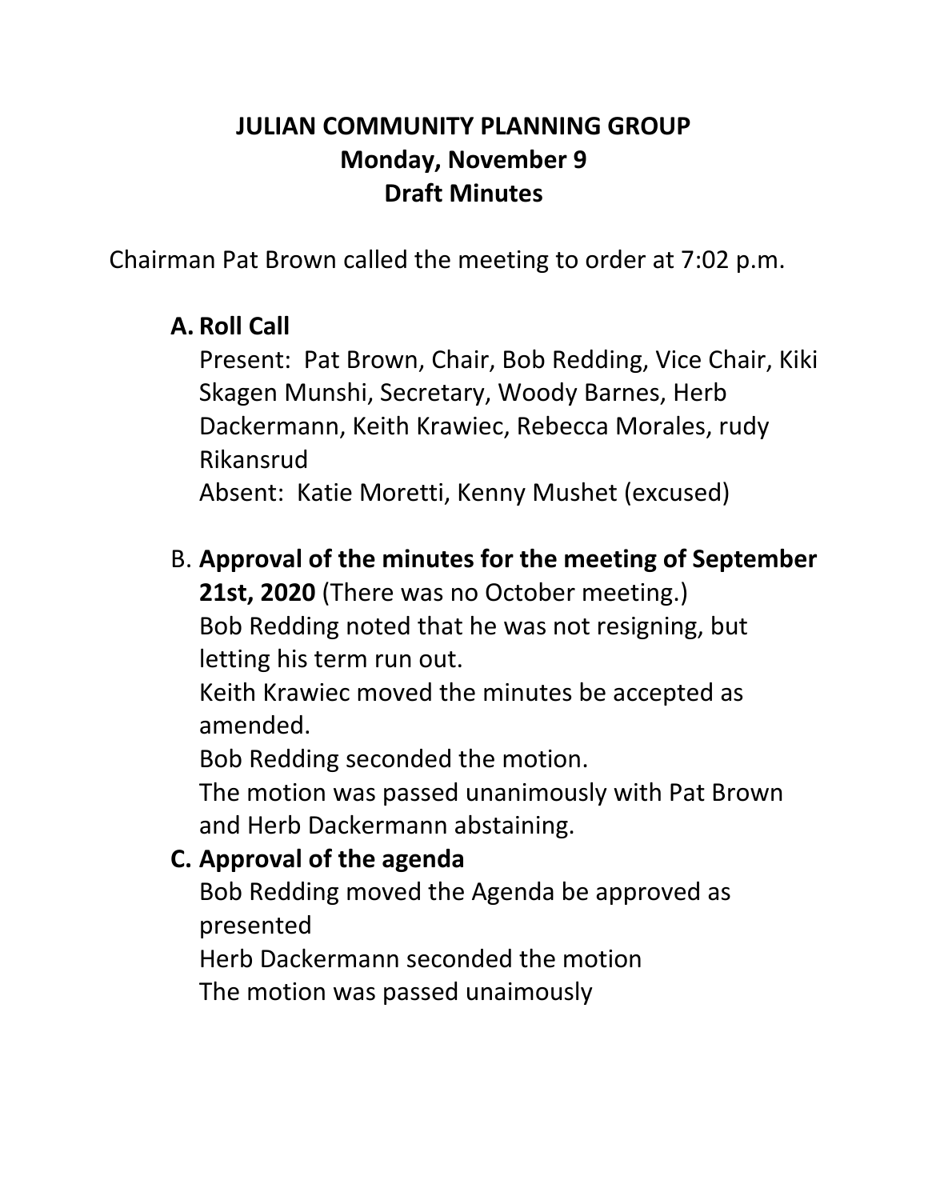# JULIAN COMMUNITY PLANNING GROUP
## Monday, November 9
## Draft Minutes

Chairman Pat Brown called the meeting to order at 7:02 p.m.

**A. Roll Call**

Present: Pat Brown, Chair, Bob Redding, Vice Chair, Kiki Skagen Munshi, Secretary, Woody Barnes, Herb Dackermann, Keith Krawiec, Rebecca Morales, rudy Rikansrud

Absent: Katie Moretti, Kenny Mushet (excused)

B. **Approval of the minutes for the meeting of September 21st, 2020** (There was no October meeting.)

Bob Redding noted that he was not resigning, but letting his term run out.

Keith Krawiec moved the minutes be accepted as amended.

Bob Redding seconded the motion.

The motion was passed unanimously with Pat Brown and Herb Dackermann abstaining.

**C. Approval of the agenda**

Bob Redding moved the Agenda be approved as presented

Herb Dackermann seconded the motion

The motion was passed unaimously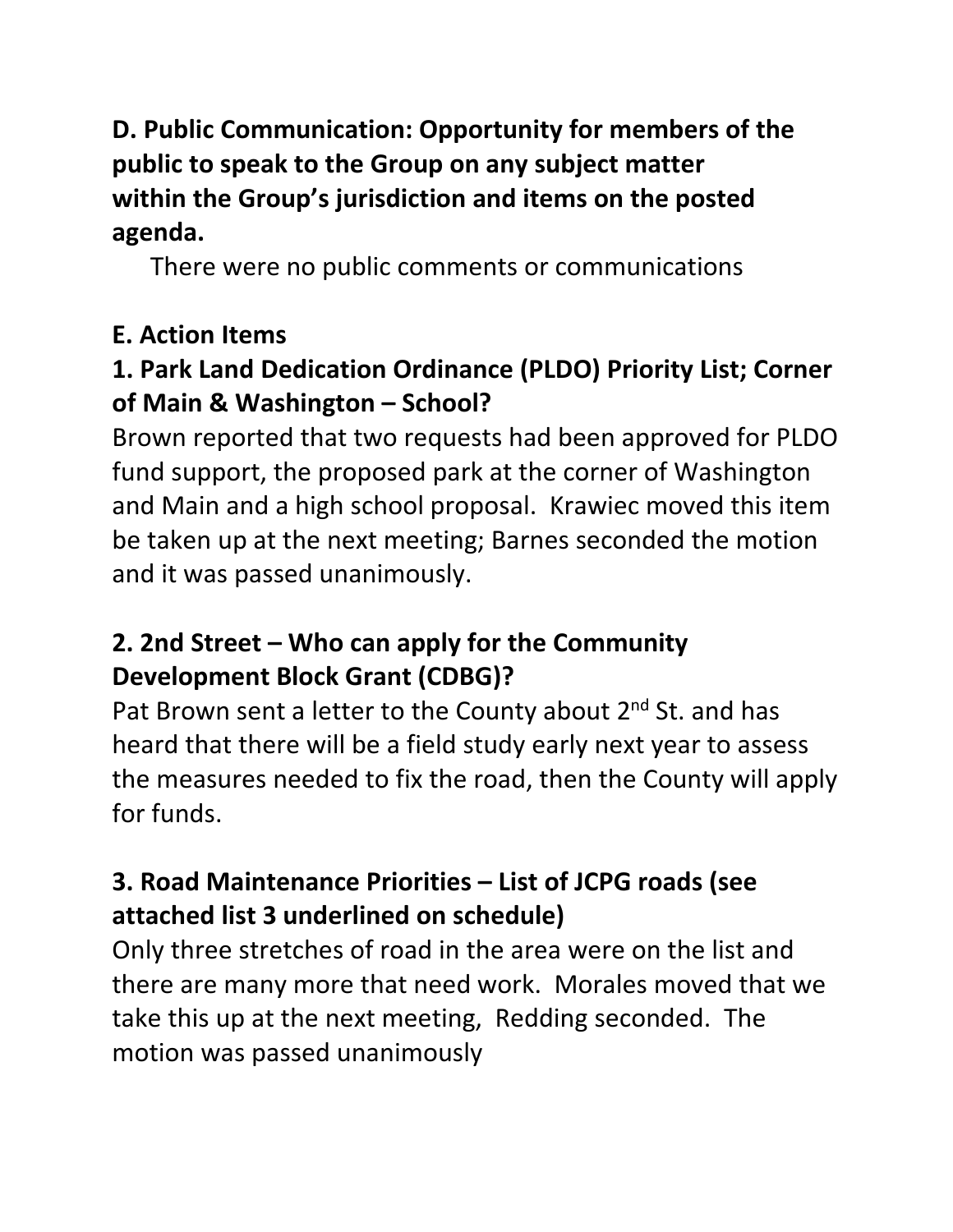**D. Public Communication: Opportunity for members of the public to speak to the Group on any subject matter within the Group's jurisdiction and items on the posted agenda.**

There were no public comments or communications

**E. Action Items**

**1. Park Land Dedication Ordinance (PLDO) Priority List; Corner of Main & Washington – School?**

Brown reported that two requests had been approved for PLDO fund support, the proposed park at the corner of Washington and Main and a high school proposal. Krawiec moved this item be taken up at the next meeting; Barnes seconded the motion and it was passed unanimously.

**2. 2nd Street – Who can apply for the Community Development Block Grant (CDBG)?**

Pat Brown sent a letter to the County about 2nd St. and has heard that there will be a field study early next year to assess the measures needed to fix the road, then the County will apply for funds.

**3. Road Maintenance Priorities – List of JCPG roads (see attached list 3 underlined on schedule)**

Only three stretches of road in the area were on the list and there are many more that need work. Morales moved that we take this up at the next meeting, Redding seconded. The motion was passed unanimously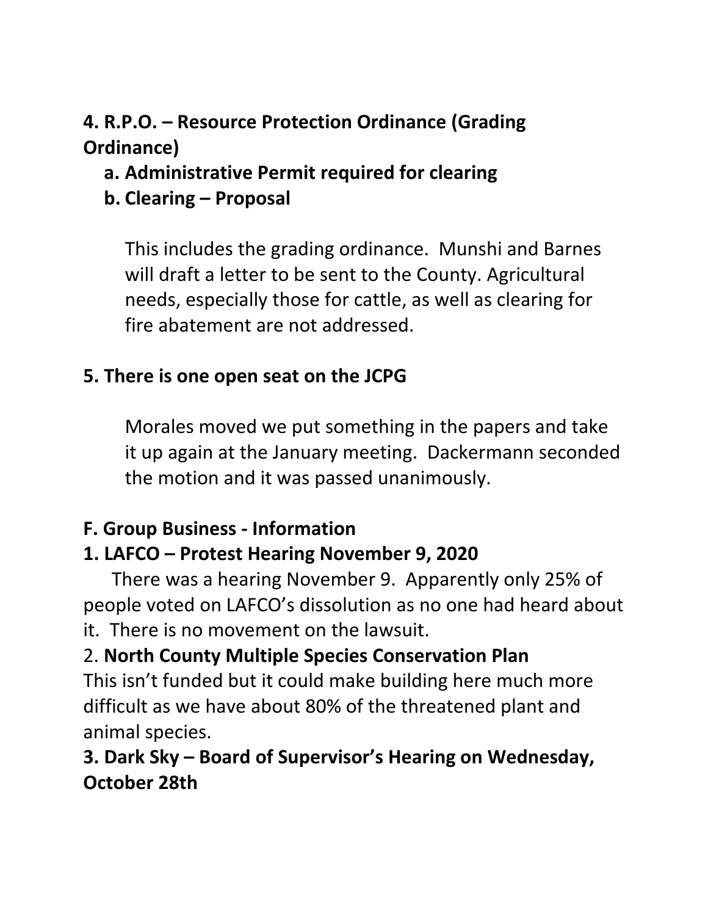**4. R.P.O. – Resource Protection Ordinance (Grading Ordinance)**

   **a. Administrative Permit required for clearing**

   **b. Clearing – Proposal**

This includes the grading ordinance.  Munshi and Barnes will draft a letter to be sent to the County. Agricultural needs, especially those for cattle, as well as clearing for fire abatement are not addressed.

**5. There is one open seat on the JCPG**

Morales moved we put something in the papers and take it up again at the January meeting.  Dackermann seconded the motion and it was passed unanimously.

**F. Group Business - Information**

**1. LAFCO – Protest Hearing November 9, 2020**

There was a hearing November 9.  Apparently only 25% of people voted on LAFCO's dissolution as no one had heard about it.  There is no movement on the lawsuit.

2. **North County Multiple Species Conservation Plan**

This isn't funded but it could make building here much more difficult as we have about 80% of the threatened plant and animal species.

**3. Dark Sky – Board of Supervisor's Hearing on Wednesday, October 28th**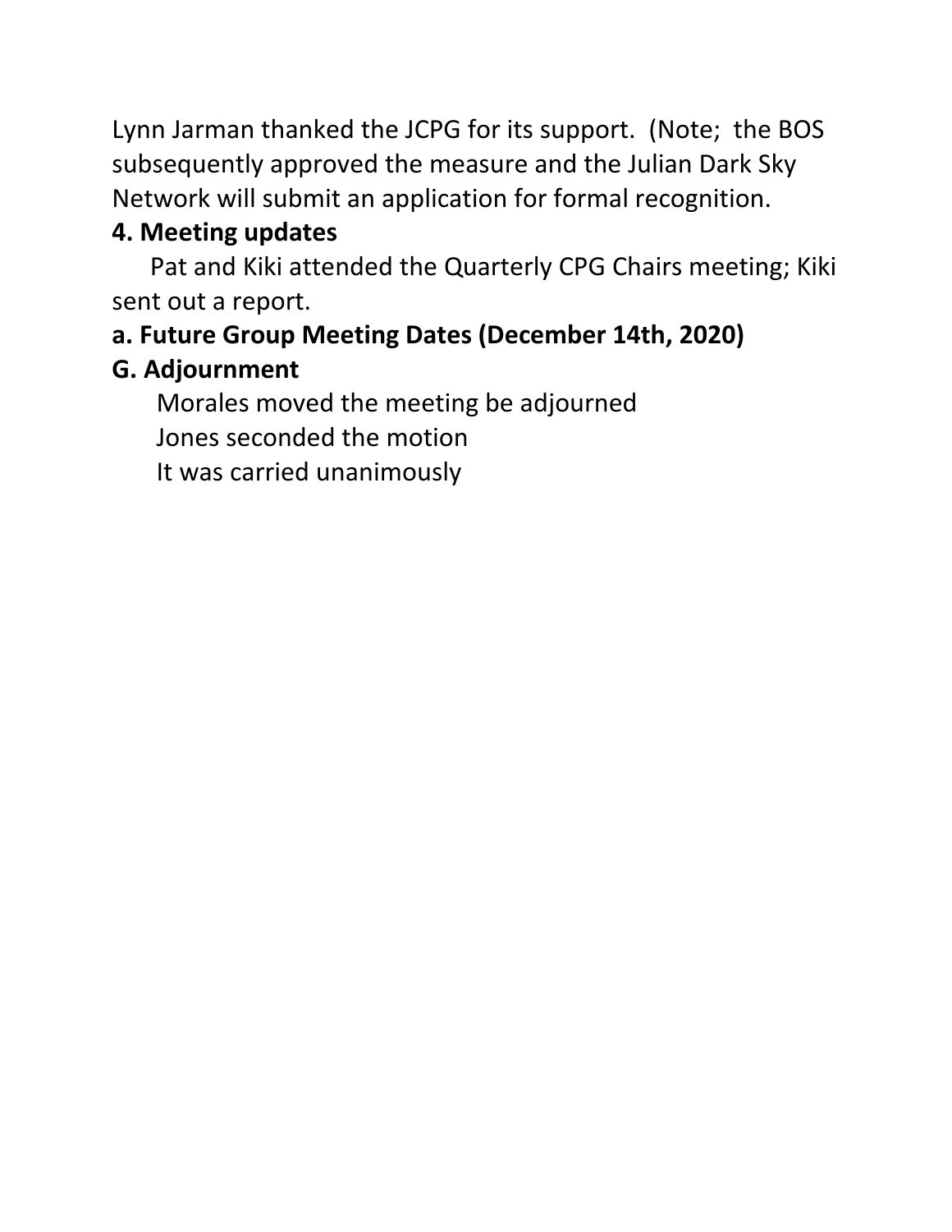Lynn Jarman thanked the JCPG for its support. (Note; the BOS subsequently approved the measure and the Julian Dark Sky Network will submit an application for formal recognition.

**4. Meeting updates**

Pat and Kiki attended the Quarterly CPG Chairs meeting; Kiki sent out a report.

**a. Future Group Meeting Dates (December 14th, 2020)**

**G. Adjournment**

Morales moved the meeting be adjourned
Jones seconded the motion
It was carried unanimously